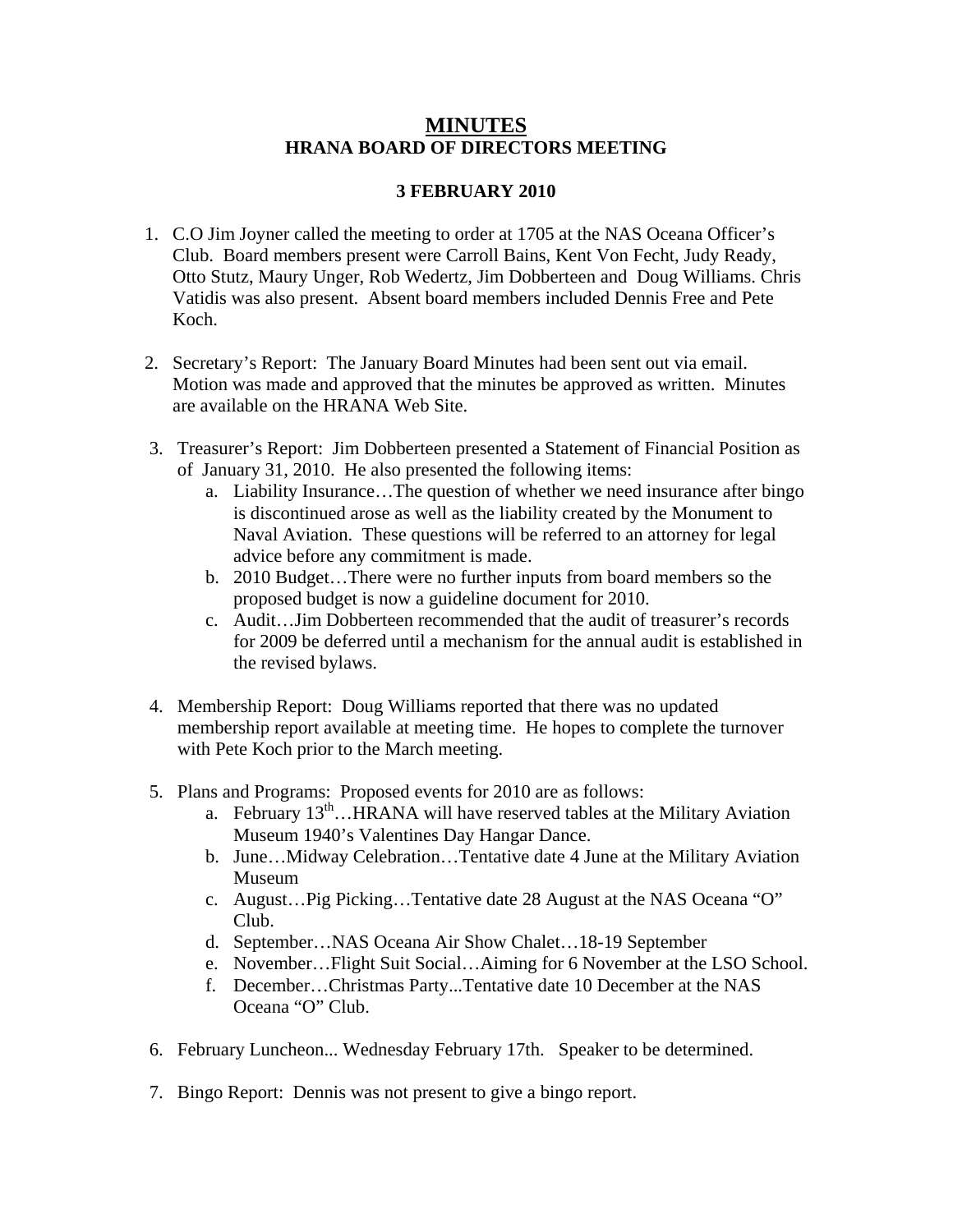# MINUTES

## HRANA BOARD OF DIRECTORS MEETING

### 3 FEBRUARY 2010

1. C.O Jim Joyner called the meeting to order at 1705 at the NAS Oceana Officer's Club. Board members present were Carroll Bains, Kent Von Fecht, Judy Ready, Otto Stutz, Maury Unger, Rob Wedertz, Jim Dobberteen and Doug Williams. Chris Vatidis was also present. Absent board members included Dennis Free and Pete Koch.

2. Secretary's Report: The January Board Minutes had been sent out via email. Motion was made and approved that the minutes be approved as written. Minutes are available on the HRANA Web Site.

3. Treasurer's Report: Jim Dobberteen presented a Statement of Financial Position as of January 31, 2010. He also presented the following items:
    a. Liability Insurance…The question of whether we need insurance after bingo is discontinued arose as well as the liability created by the Monument to Naval Aviation. These questions will be referred to an attorney for legal advice before any commitment is made.
    b. 2010 Budget…There were no further inputs from board members so the proposed budget is now a guideline document for 2010.
    c. Audit…Jim Dobberteen recommended that the audit of treasurer's records for 2009 be deferred until a mechanism for the annual audit is established in the revised bylaws.

4. Membership Report: Doug Williams reported that there was no updated membership report available at meeting time. He hopes to complete the turnover with Pete Koch prior to the March meeting.

5. Plans and Programs: Proposed events for 2010 are as follows:
    a. February 13th…HRANA will have reserved tables at the Military Aviation Museum 1940's Valentines Day Hangar Dance.
    b. June…Midway Celebration…Tentative date 4 June at the Military Aviation Museum
    c. August…Pig Picking…Tentative date 28 August at the NAS Oceana "O" Club.
    d. September…NAS Oceana Air Show Chalet…18-19 September
    e. November…Flight Suit Social…Aiming for 6 November at the LSO School.
    f. December…Christmas Party...Tentative date 10 December at the NAS Oceana "O" Club.

6. February Luncheon... Wednesday February 17th. Speaker to be determined.

7. Bingo Report: Dennis was not present to give a bingo report.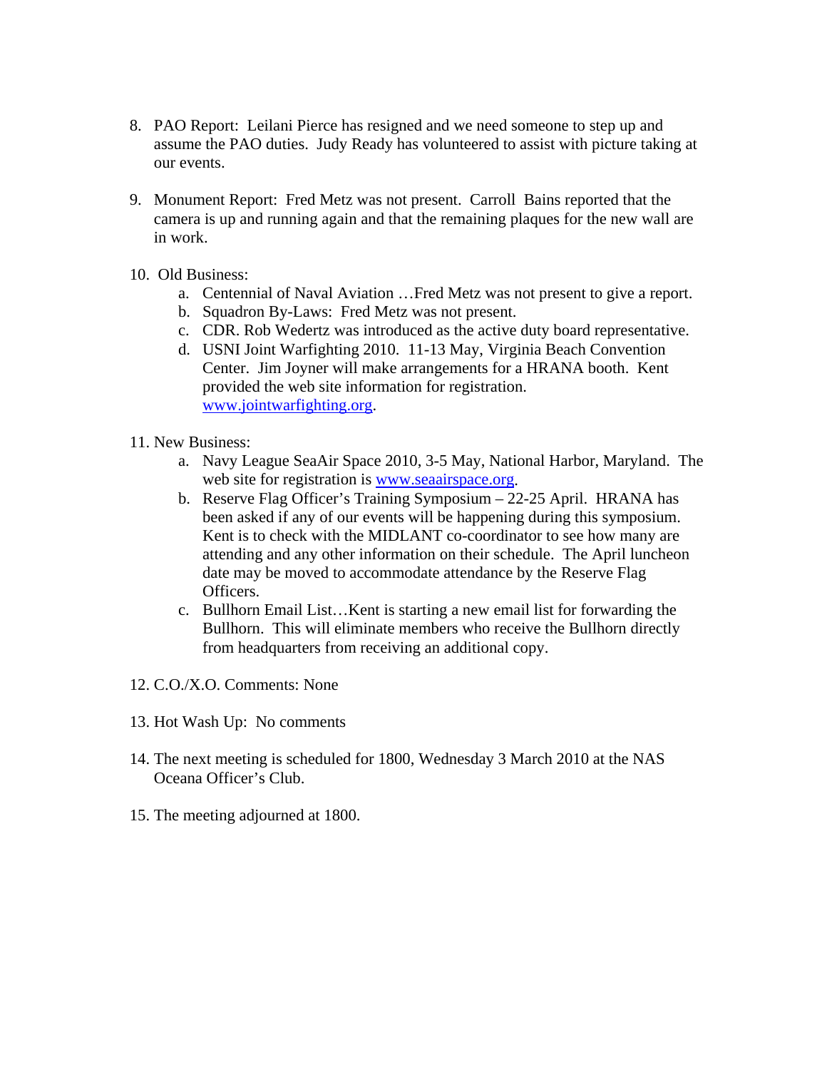8. PAO Report: Leilani Pierce has resigned and we need someone to step up and assume the PAO duties. Judy Ready has volunteered to assist with picture taking at our events.

9. Monument Report: Fred Metz was not present. Carroll Bains reported that the camera is up and running again and that the remaining plaques for the new wall are in work.

10. Old Business:
    a. Centennial of Naval Aviation …Fred Metz was not present to give a report.
    b. Squadron By-Laws: Fred Metz was not present.
    c. CDR. Rob Wedertz was introduced as the active duty board representative.
    d. USNI Joint Warfighting 2010. 11-13 May, Virginia Beach Convention Center. Jim Joyner will make arrangements for a HRANA booth. Kent provided the web site information for registration. www.jointwarfighting.org.

11. New Business:
    a. Navy League SeaAir Space 2010, 3-5 May, National Harbor, Maryland. The web site for registration is www.seaairspace.org.
    b. Reserve Flag Officer's Training Symposium – 22-25 April. HRANA has been asked if any of our events will be happening during this symposium. Kent is to check with the MIDLANT co-coordinator to see how many are attending and any other information on their schedule. The April luncheon date may be moved to accommodate attendance by the Reserve Flag Officers.
    c. Bullhorn Email List…Kent is starting a new email list for forwarding the Bullhorn. This will eliminate members who receive the Bullhorn directly from headquarters from receiving an additional copy.

12. C.O./X.O. Comments: None

13. Hot Wash Up: No comments

14. The next meeting is scheduled for 1800, Wednesday 3 March 2010 at the NAS Oceana Officer's Club.

15. The meeting adjourned at 1800.